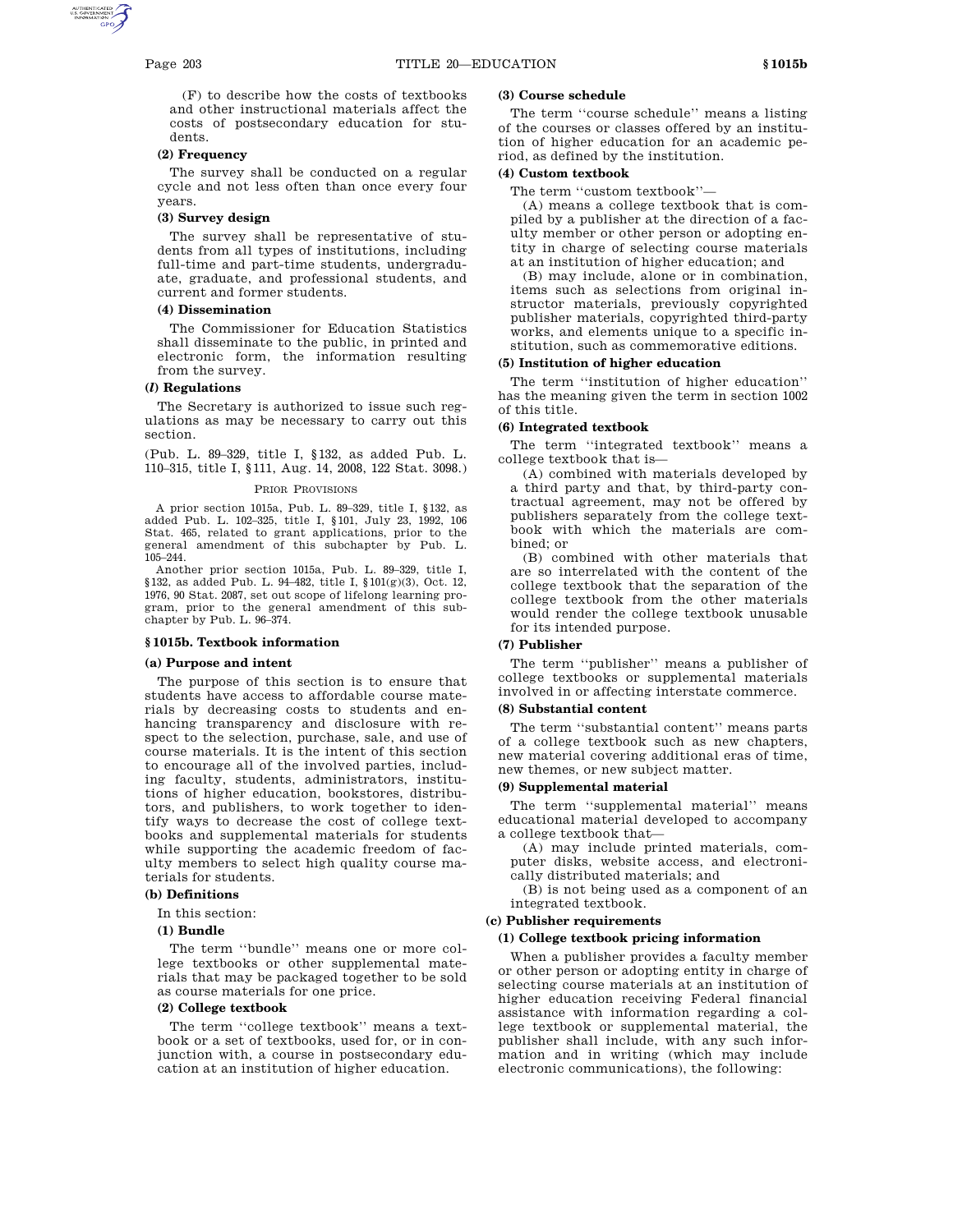(F) to describe how the costs of textbooks and other instructional materials affect the costs of postsecondary education for students.

**(2) Frequency**

The survey shall be conducted on a regular cycle and not less often than once every four years.

**(3) Survey design**

The survey shall be representative of students from all types of institutions, including full-time and part-time students, undergraduate, graduate, and professional students, and current and former students.

**(4) Dissemination**

The Commissioner for Education Statistics shall disseminate to the public, in printed and electronic form, the information resulting from the survey.

**(*l*) Regulations**

The Secretary is authorized to issue such regulations as may be necessary to carry out this section.

(Pub. L. 89–329, title I, §132, as added Pub. L. 110–315, title I, §111, Aug. 14, 2008, 122 Stat. 3098.)

PRIOR PROVISIONS

A prior section 1015a, Pub. L. 89–329, title I, §132, as added Pub. L. 102–325, title I, §101, July 23, 1992, 106 Stat. 465, related to grant applications, prior to the general amendment of this subchapter by Pub. L. 105–244.

Another prior section 1015a, Pub. L. 89–329, title I, §132, as added Pub. L. 94–482, title I, §101(g)(3), Oct. 12, 1976, 90 Stat. 2087, set out scope of lifelong learning program, prior to the general amendment of this subchapter by Pub. L. 96–374.

## §1015b. Textbook information

**(a) Purpose and intent**

The purpose of this section is to ensure that students have access to affordable course materials by decreasing costs to students and enhancing transparency and disclosure with respect to the selection, purchase, sale, and use of course materials. It is the intent of this section to encourage all of the involved parties, including faculty, students, administrators, institutions of higher education, bookstores, distributors, and publishers, to work together to identify ways to decrease the cost of college textbooks and supplemental materials for students while supporting the academic freedom of faculty members to select high quality course materials for students.

**(b) Definitions**

In this section:

**(1) Bundle**

The term "bundle" means one or more college textbooks or other supplemental materials that may be packaged together to be sold as course materials for one price.

**(2) College textbook**

The term "college textbook" means a textbook or a set of textbooks, used for, or in conjunction with, a course in postsecondary education at an institution of higher education.

**(3) Course schedule**

The term "course schedule" means a listing of the courses or classes offered by an institution of higher education for an academic period, as defined by the institution.

**(4) Custom textbook**

The term "custom textbook"—

(A) means a college textbook that is compiled by a publisher at the direction of a faculty member or other person or adopting entity in charge of selecting course materials at an institution of higher education; and

(B) may include, alone or in combination, items such as selections from original instructor materials, previously copyrighted publisher materials, copyrighted third-party works, and elements unique to a specific institution, such as commemorative editions.

**(5) Institution of higher education**

The term "institution of higher education" has the meaning given the term in section 1002 of this title.

**(6) Integrated textbook**

The term "integrated textbook" means a college textbook that is—

(A) combined with materials developed by a third party and that, by third-party contractual agreement, may not be offered by publishers separately from the college textbook with which the materials are combined; or

(B) combined with other materials that are so interrelated with the content of the college textbook that the separation of the college textbook from the other materials would render the college textbook unusable for its intended purpose.

**(7) Publisher**

The term "publisher" means a publisher of college textbooks or supplemental materials involved in or affecting interstate commerce.

**(8) Substantial content**

The term "substantial content" means parts of a college textbook such as new chapters, new material covering additional eras of time, new themes, or new subject matter.

**(9) Supplemental material**

The term "supplemental material" means educational material developed to accompany a college textbook that—

(A) may include printed materials, computer disks, website access, and electronically distributed materials; and

(B) is not being used as a component of an integrated textbook.

**(c) Publisher requirements**

**(1) College textbook pricing information**

When a publisher provides a faculty member or other person or adopting entity in charge of selecting course materials at an institution of higher education receiving Federal financial assistance with information regarding a college textbook or supplemental material, the publisher shall include, with any such information and in writing (which may include electronic communications), the following: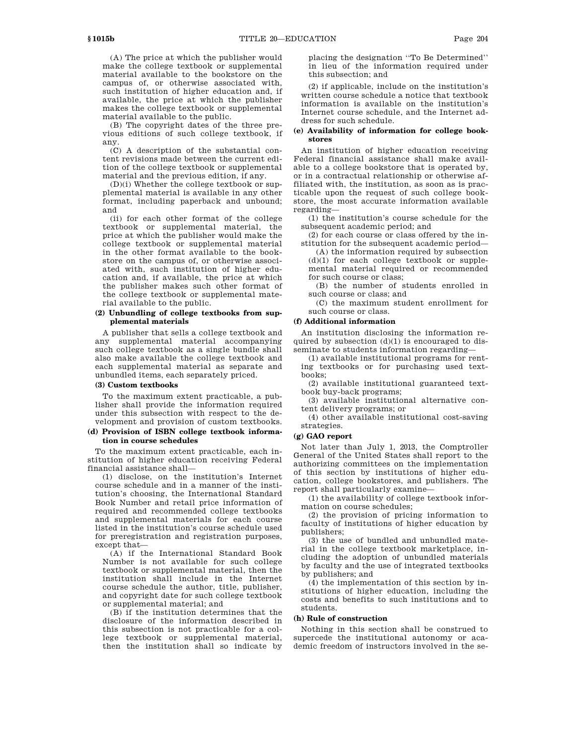(A) The price at which the publisher would make the college textbook or supplemental material available to the bookstore on the campus of, or otherwise associated with, such institution of higher education and, if available, the price at which the publisher makes the college textbook or supplemental material available to the public.

(B) The copyright dates of the three previous editions of such college textbook, if any.

(C) A description of the substantial content revisions made between the current edition of the college textbook or supplemental material and the previous edition, if any.

(D)(i) Whether the college textbook or supplemental material is available in any other format, including paperback and unbound; and

(ii) for each other format of the college textbook or supplemental material, the price at which the publisher would make the college textbook or supplemental material in the other format available to the bookstore on the campus of, or otherwise associated with, such institution of higher education and, if available, the price at which the publisher makes such other format of the college textbook or supplemental material available to the public.

**(2) Unbundling of college textbooks from supplemental materials**

A publisher that sells a college textbook and any supplemental material accompanying such college textbook as a single bundle shall also make available the college textbook and each supplemental material as separate and unbundled items, each separately priced.

**(3) Custom textbooks**

To the maximum extent practicable, a publisher shall provide the information required under this subsection with respect to the development and provision of custom textbooks.

**(d) Provision of ISBN college textbook information in course schedules**

To the maximum extent practicable, each institution of higher education receiving Federal financial assistance shall—

(1) disclose, on the institution's Internet course schedule and in a manner of the institution's choosing, the International Standard Book Number and retail price information of required and recommended college textbooks and supplemental materials for each course listed in the institution's course schedule used for preregistration and registration purposes, except that—

(A) if the International Standard Book Number is not available for such college textbook or supplemental material, then the institution shall include in the Internet course schedule the author, title, publisher, and copyright date for such college textbook or supplemental material; and

(B) if the institution determines that the disclosure of the information described in this subsection is not practicable for a college textbook or supplemental material, then the institution shall so indicate by placing the designation "To Be Determined" in lieu of the information required under this subsection; and

(2) if applicable, include on the institution's written course schedule a notice that textbook information is available on the institution's Internet course schedule, and the Internet address for such schedule.

**(e) Availability of information for college bookstores**

An institution of higher education receiving Federal financial assistance shall make available to a college bookstore that is operated by, or in a contractual relationship or otherwise affiliated with, the institution, as soon as is practicable upon the request of such college bookstore, the most accurate information available regarding—

(1) the institution's course schedule for the subsequent academic period; and

(2) for each course or class offered by the institution for the subsequent academic period—

(A) the information required by subsection (d)(1) for each college textbook or supplemental material required or recommended for such course or class;

(B) the number of students enrolled in such course or class; and

(C) the maximum student enrollment for such course or class.

**(f) Additional information**

An institution disclosing the information required by subsection (d)(1) is encouraged to disseminate to students information regarding—

(1) available institutional programs for renting textbooks or for purchasing used textbooks;

(2) available institutional guaranteed textbook buy-back programs;

(3) available institutional alternative content delivery programs; or

(4) other available institutional cost-saving strategies.

**(g) GAO report**

Not later than July 1, 2013, the Comptroller General of the United States shall report to the authorizing committees on the implementation of this section by institutions of higher education, college bookstores, and publishers. The report shall particularly examine—

(1) the availability of college textbook information on course schedules;

(2) the provision of pricing information to faculty of institutions of higher education by publishers;

(3) the use of bundled and unbundled material in the college textbook marketplace, including the adoption of unbundled materials by faculty and the use of integrated textbooks by publishers; and

(4) the implementation of this section by institutions of higher education, including the costs and benefits to such institutions and to students.

**(h) Rule of construction**

Nothing in this section shall be construed to supercede the institutional autonomy or academic freedom of instructors involved in the se-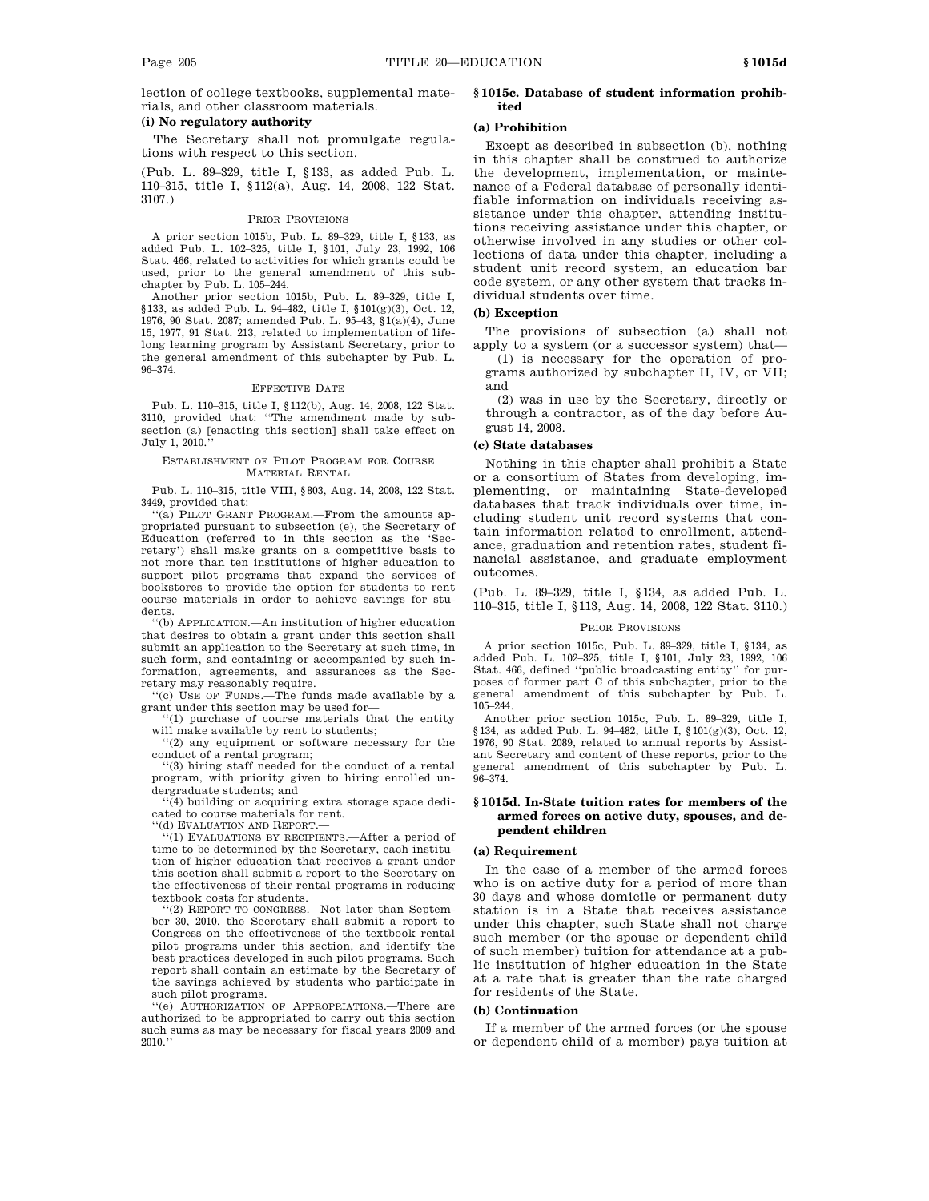lection of college textbooks, supplemental materials, and other classroom materials.

### (i) No regulatory authority

The Secretary shall not promulgate regulations with respect to this section.

(Pub. L. 89–329, title I, §133, as added Pub. L. 110–315, title I, §112(a), Aug. 14, 2008, 122 Stat. 3107.)

PRIOR PROVISIONS

A prior section 1015b, Pub. L. 89–329, title I, §133, as added Pub. L. 102–325, title I, §101, July 23, 1992, 106 Stat. 466, related to activities for which grants could be used, prior to the general amendment of this subchapter by Pub. L. 105–244.

Another prior section 1015b, Pub. L. 89–329, title I, §133, as added Pub. L. 94–482, title I, §101(g)(3), Oct. 12, 1976, 90 Stat. 2087; amended Pub. L. 95–43, §1(a)(4), June 15, 1977, 91 Stat. 213, related to implementation of lifelong learning program by Assistant Secretary, prior to the general amendment of this subchapter by Pub. L. 96–374.

EFFECTIVE DATE

Pub. L. 110–315, title I, §112(b), Aug. 14, 2008, 122 Stat. 3110, provided that: "The amendment made by subsection (a) [enacting this section] shall take effect on July 1, 2010."

ESTABLISHMENT OF PILOT PROGRAM FOR COURSE MATERIAL RENTAL

Pub. L. 110–315, title VIII, §803, Aug. 14, 2008, 122 Stat. 3449, provided that:

"(a) PILOT GRANT PROGRAM.—From the amounts appropriated pursuant to subsection (e), the Secretary of Education (referred to in this section as the 'Secretary') shall make grants on a competitive basis to not more than ten institutions of higher education to support pilot programs that expand the services of bookstores to provide the option for students to rent course materials in order to achieve savings for students.

"(b) APPLICATION.—An institution of higher education that desires to obtain a grant under this section shall submit an application to the Secretary at such time, in such form, and containing or accompanied by such information, agreements, and assurances as the Secretary may reasonably require.

"(c) USE OF FUNDS.—The funds made available by a grant under this section may be used for—

"(1) purchase of course materials that the entity will make available by rent to students;

"(2) any equipment or software necessary for the conduct of a rental program;

"(3) hiring staff needed for the conduct of a rental program, with priority given to hiring enrolled undergraduate students; and

"(4) building or acquiring extra storage space dedicated to course materials for rent.

"(d) EVALUATION AND REPORT.—

"(1) EVALUATIONS BY RECIPIENTS.—After a period of time to be determined by the Secretary, each institution of higher education that receives a grant under this section shall submit a report to the Secretary on the effectiveness of their rental programs in reducing textbook costs for students.

"(2) REPORT TO CONGRESS.—Not later than September 30, 2010, the Secretary shall submit a report to Congress on the effectiveness of the textbook rental pilot programs under this section, and identify the best practices developed in such pilot programs. Such report shall contain an estimate by the Secretary of the savings achieved by students who participate in such pilot programs.

"(e) AUTHORIZATION OF APPROPRIATIONS.—There are authorized to be appropriated to carry out this section such sums as may be necessary for fiscal years 2009 and 2010."

## §1015c. Database of student information prohibited

### (a) Prohibition

Except as described in subsection (b), nothing in this chapter shall be construed to authorize the development, implementation, or maintenance of a Federal database of personally identifiable information on individuals receiving assistance under this chapter, attending institutions receiving assistance under this chapter, or otherwise involved in any studies or other collections of data under this chapter, including a student unit record system, an education bar code system, or any other system that tracks individual students over time.

### (b) Exception

The provisions of subsection (a) shall not apply to a system (or a successor system) that—

(1) is necessary for the operation of programs authorized by subchapter II, IV, or VII; and

(2) was in use by the Secretary, directly or through a contractor, as of the day before August 14, 2008.

### (c) State databases

Nothing in this chapter shall prohibit a State or a consortium of States from developing, implementing, or maintaining State-developed databases that track individuals over time, including student unit record systems that contain information related to enrollment, attendance, graduation and retention rates, student financial assistance, and graduate employment outcomes.

(Pub. L. 89–329, title I, §134, as added Pub. L. 110–315, title I, §113, Aug. 14, 2008, 122 Stat. 3110.)

PRIOR PROVISIONS

A prior section 1015c, Pub. L. 89–329, title I, §134, as added Pub. L. 102–325, title I, §101, July 23, 1992, 106 Stat. 466, defined "public broadcasting entity" for purposes of former part C of this subchapter, prior to the general amendment of this subchapter by Pub. L. 105–244.

Another prior section 1015c, Pub. L. 89–329, title I, §134, as added Pub. L. 94–482, title I, §101(g)(3), Oct. 12, 1976, 90 Stat. 2089, related to annual reports by Assistant Secretary and content of these reports, prior to the general amendment of this subchapter by Pub. L. 96–374.

## §1015d. In-State tuition rates for members of the armed forces on active duty, spouses, and dependent children

### (a) Requirement

In the case of a member of the armed forces who is on active duty for a period of more than 30 days and whose domicile or permanent duty station is in a State that receives assistance under this chapter, such State shall not charge such member (or the spouse or dependent child of such member) tuition for attendance at a public institution of higher education in the State at a rate that is greater than the rate charged for residents of the State.

### (b) Continuation

If a member of the armed forces (or the spouse or dependent child of a member) pays tuition at